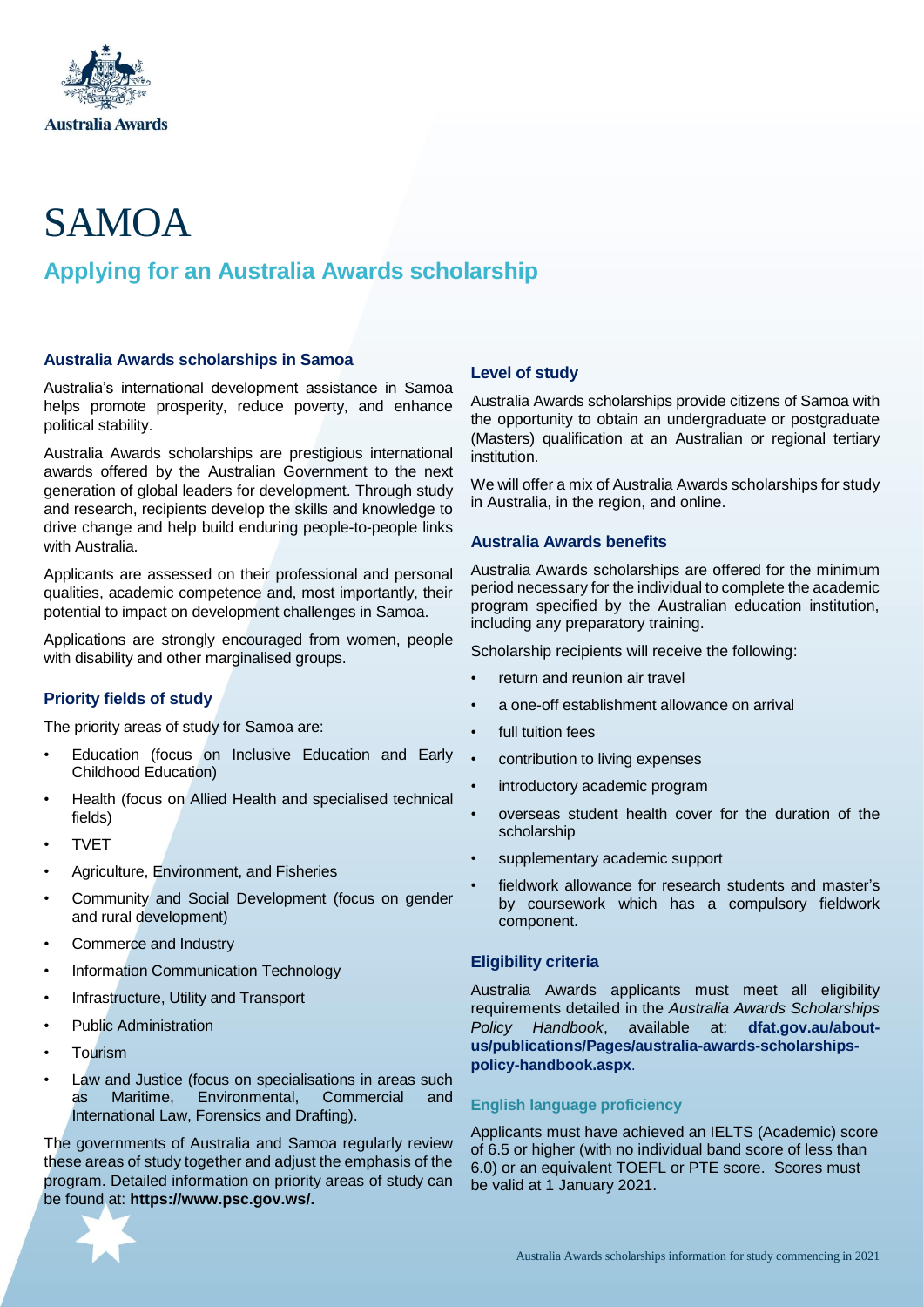Australia Awards

# SAMOA

## Applying for an Australia Awards scholarship

### Australia Awards scholarships in Samoa

Australia's international development assistance in Samoa helps promote prosperity, reduce poverty, and enhance political stability.

Australia Awards scholarships are prestigious international awards offered by the Australian Government to the next generation of global leaders for development. Through study and research, recipients develop the skills and knowledge to drive change and help build enduring people-to-people links with Australia.

Applicants are assessed on their professional and personal qualities, academic competence and, most importantly, their potential to impact on development challenges in Samoa.

Applications are strongly encouraged from women, people with disability and other marginalised groups.

### Priority fields of study

The priority areas of study for Samoa are:

- Education (focus on Inclusive Education and Early Childhood Education)
- Health (focus on Allied Health and specialised technical fields)
- TVET
- Agriculture, Environment, and Fisheries
- Community and Social Development (focus on gender and rural development)
- Commerce and Industry
- Information Communication Technology
- Infrastructure, Utility and Transport
- Public Administration
- Tourism
- Law and Justice (focus on specialisations in areas such as Maritime, Environmental, Commercial and International Law, Forensics and Drafting).

The governments of Australia and Samoa regularly review these areas of study together and adjust the emphasis of the program. Detailed information on priority areas of study can be found at: **https://www.psc.gov.ws/.**

### Level of study

Australia Awards scholarships provide citizens of Samoa with the opportunity to obtain an undergraduate or postgraduate (Masters) qualification at an Australian or regional tertiary institution.

We will offer a mix of Australia Awards scholarships for study in Australia, in the region, and online.

### Australia Awards benefits

Australia Awards scholarships are offered for the minimum period necessary for the individual to complete the academic program specified by the Australian education institution, including any preparatory training.

Scholarship recipients will receive the following:

- return and reunion air travel
- a one-off establishment allowance on arrival
- full tuition fees
- contribution to living expenses
- introductory academic program
- overseas student health cover for the duration of the scholarship
- supplementary academic support
- fieldwork allowance for research students and master's by coursework which has a compulsory fieldwork component.

### Eligibility criteria

Australia Awards applicants must meet all eligibility requirements detailed in the *Australia Awards Scholarships Policy Handbook*, available at: **dfat.gov.au/about-us/publications/Pages/australia-awards-scholarships-policy-handbook.aspx**.

### English language proficiency

Applicants must have achieved an IELTS (Academic) score of 6.5 or higher (with no individual band score of less than 6.0) or an equivalent TOEFL or PTE score. Scores must be valid at 1 January 2021.

Australia Awards scholarships information for study commencing in 2021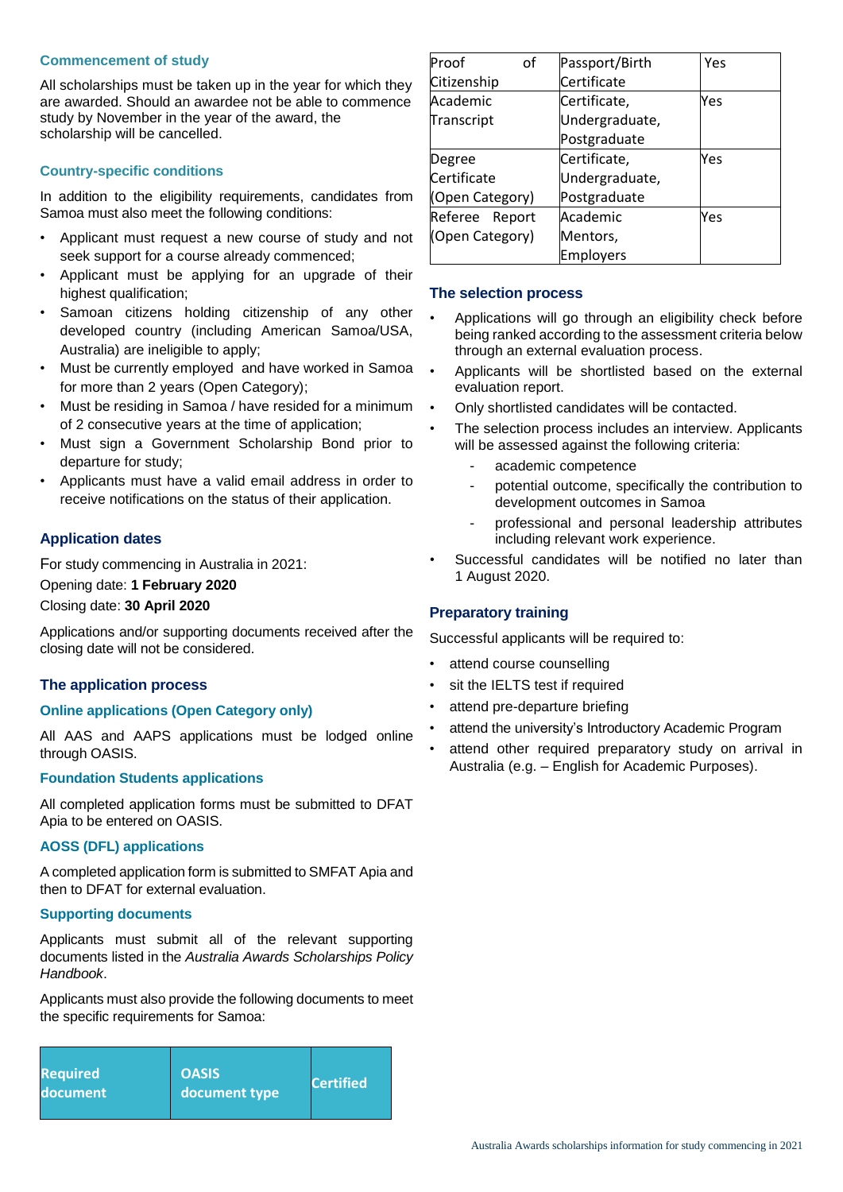### Commencement of study

All scholarships must be taken up in the year for which they are awarded. Should an awardee not be able to commence study by November in the year of the award, the scholarship will be cancelled.

### Country-specific conditions

In addition to the eligibility requirements, candidates from Samoa must also meet the following conditions:

- Applicant must request a new course of study and not seek support for a course already commenced;
- Applicant must be applying for an upgrade of their highest qualification;
- Samoan citizens holding citizenship of any other developed country (including American Samoa/USA, Australia) are ineligible to apply;
- Must be currently employed and have worked in Samoa for more than 2 years (Open Category);
- Must be residing in Samoa / have resided for a minimum of 2 consecutive years at the time of application;
- Must sign a Government Scholarship Bond prior to departure for study;
- Applicants must have a valid email address in order to receive notifications on the status of their application.

## Application dates

For study commencing in Australia in 2021:

Opening date: **1 February 2020**

Closing date: **30 April 2020**

Applications and/or supporting documents received after the closing date will not be considered.

## The application process

### Online applications (Open Category only)

All AAS and AAPS applications must be lodged online through OASIS.

### Foundation Students applications

All completed application forms must be submitted to DFAT Apia to be entered on OASIS.

### AOSS (DFL) applications

A completed application form is submitted to SMFAT Apia and then to DFAT for external evaluation.

### Supporting documents

Applicants must submit all of the relevant supporting documents listed in the *Australia Awards Scholarships Policy Handbook*.

Applicants must also provide the following documents to meet the specific requirements for Samoa:

| Required document | OASIS document type | Certified |
|---|---|---|
| Proof of Citizenship | Passport/Birth Certificate | Yes |
| Academic Transcript | Certificate, Undergraduate, Postgraduate | Yes |
| Degree Certificate (Open Category) | Certificate, Undergraduate, Postgraduate | Yes |
| Referee Report (Open Category) | Academic Mentors, Employers | Yes |

## The selection process

- Applications will go through an eligibility check before being ranked according to the assessment criteria below through an external evaluation process.
- Applicants will be shortlisted based on the external evaluation report.
- Only shortlisted candidates will be contacted.
- The selection process includes an interview. Applicants will be assessed against the following criteria:
  - academic competence
  - potential outcome, specifically the contribution to development outcomes in Samoa
  - professional and personal leadership attributes including relevant work experience.
- Successful candidates will be notified no later than 1 August 2020.

## Preparatory training

Successful applicants will be required to:

- attend course counselling
- sit the IELTS test if required
- attend pre-departure briefing
- attend the university's Introductory Academic Program
- attend other required preparatory study on arrival in Australia (e.g. – English for Academic Purposes).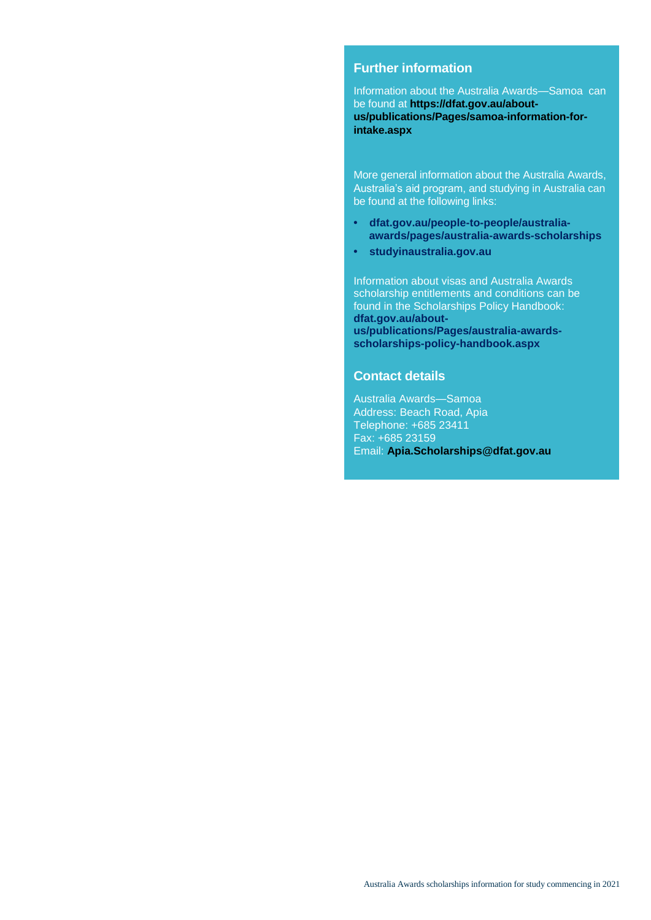## Further information

Information about the Australia Awards—Samoa can be found at **https://dfat.gov.au/about-us/publications/Pages/samoa-information-for-intake.aspx**

More general information about the Australia Awards, Australia's aid program, and studying in Australia can be found at the following links:

- **dfat.gov.au/people-to-people/australia-awards/pages/australia-awards-scholarships**
- **studyinaustralia.gov.au**

Information about visas and Australia Awards scholarship entitlements and conditions can be found in the Scholarships Policy Handbook: **dfat.gov.au/about-us/publications/Pages/australia-awards-scholarships-policy-handbook.aspx**

## Contact details

Australia Awards—Samoa
Address: Beach Road, Apia
Telephone: +685 23411
Fax: +685 23159
Email: **Apia.Scholarships@dfat.gov.au**